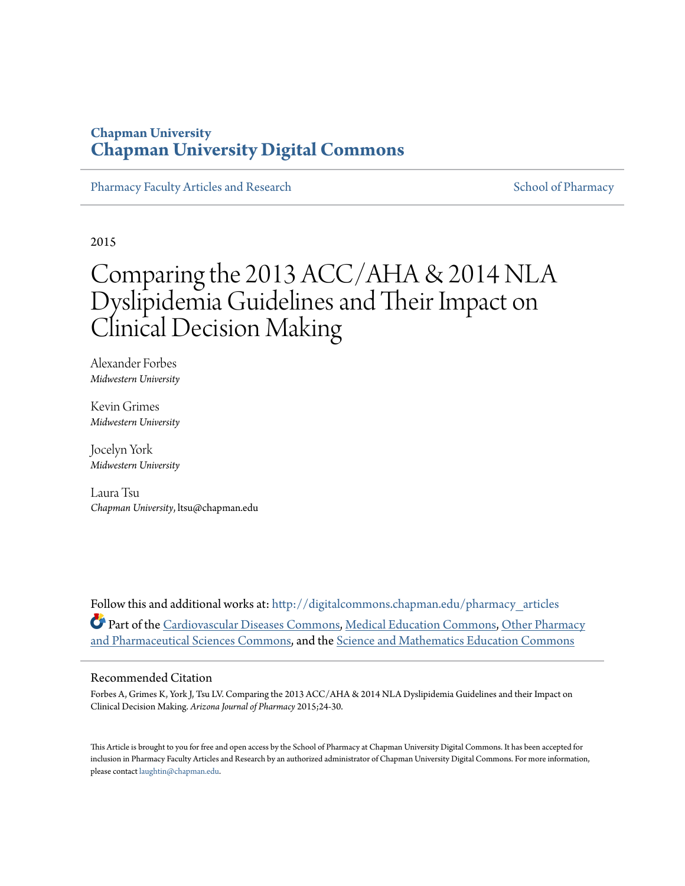**Chapman University**
**Chapman University Digital Commons**

Pharmacy Faculty Articles and Research — School of Pharmacy

2015

# Comparing the 2013 ACC/AHA & 2014 NLA Dyslipidemia Guidelines and Their Impact on Clinical Decision Making

Alexander Forbes
*Midwestern University*

Kevin Grimes
*Midwestern University*

Jocelyn York
*Midwestern University*

Laura Tsu
*Chapman University*, ltsu@chapman.edu

Follow this and additional works at: http://digitalcommons.chapman.edu/pharmacy_articles

Part of the Cardiovascular Diseases Commons, Medical Education Commons, Other Pharmacy and Pharmaceutical Sciences Commons, and the Science and Mathematics Education Commons

## Recommended Citation

Forbes A, Grimes K, York J, Tsu LV. Comparing the 2013 ACC/AHA & 2014 NLA Dyslipidemia Guidelines and their Impact on Clinical Decision Making. *Arizona Journal of Pharmacy* 2015;24-30.

This Article is brought to you for free and open access by the School of Pharmacy at Chapman University Digital Commons. It has been accepted for inclusion in Pharmacy Faculty Articles and Research by an authorized administrator of Chapman University Digital Commons. For more information, please contact laughtin@chapman.edu.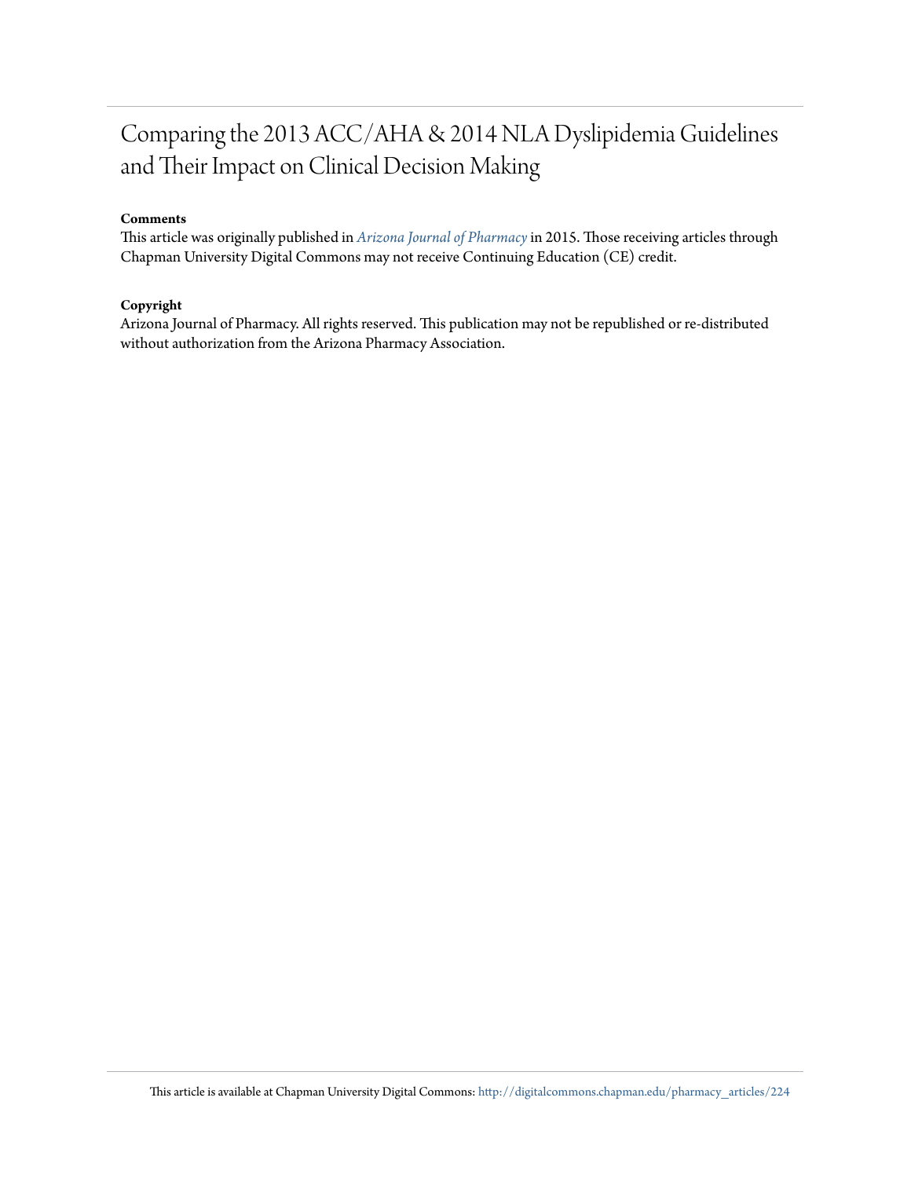# Comparing the 2013 ACC/AHA & 2014 NLA Dyslipidemia Guidelines and Their Impact on Clinical Decision Making

**Comments**

This article was originally published in *Arizona Journal of Pharmacy* in 2015. Those receiving articles through Chapman University Digital Commons may not receive Continuing Education (CE) credit.

**Copyright**

Arizona Journal of Pharmacy. All rights reserved. This publication may not be republished or re-distributed without authorization from the Arizona Pharmacy Association.

This article is available at Chapman University Digital Commons: http://digitalcommons.chapman.edu/pharmacy_articles/224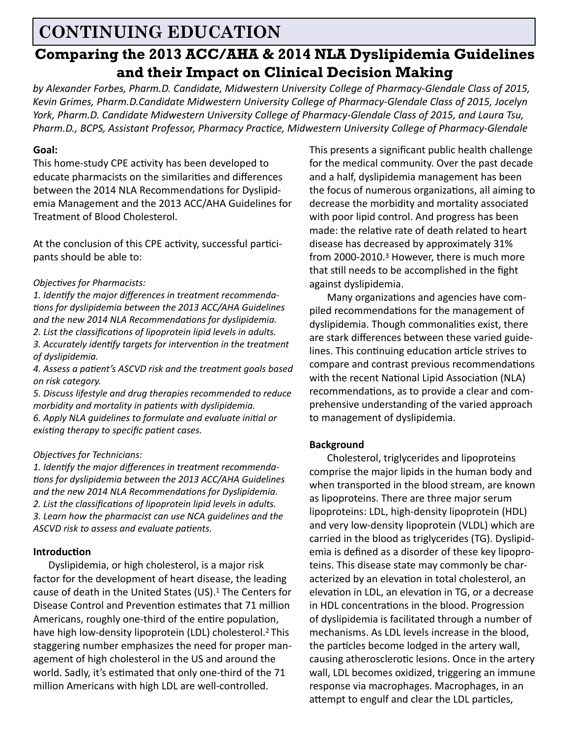# CONTINUING EDUCATION

## Comparing the 2013 ACC/AHA & 2014 NLA Dyslipidemia Guidelines and their Impact on Clinical Decision Making

*by Alexander Forbes, Pharm.D. Candidate, Midwestern University College of Pharmacy-Glendale Class of 2015, Kevin Grimes, Pharm.D.Candidate Midwestern University College of Pharmacy-Glendale Class of 2015, Jocelyn York, Pharm.D. Candidate Midwestern University College of Pharmacy-Glendale Class of 2015, and Laura Tsu, Pharm.D., BCPS, Assistant Professor, Pharmacy Practice, Midwestern University College of Pharmacy-Glendale*

**Goal:**

This home-study CPE activity has been developed to educate pharmacists on the similarities and differences between the 2014 NLA Recommendations for Dyslipidemia Management and the 2013 ACC/AHA Guidelines for Treatment of Blood Cholesterol.

At the conclusion of this CPE activity, successful participants should be able to:

*Objectives for Pharmacists:*

*1. Identify the major differences in treatment recommendations for dyslipidemia between the 2013 ACC/AHA Guidelines and the new 2014 NLA Recommendations for dyslipidemia.*
*2. List the classifications of lipoprotein lipid levels in adults.*
*3. Accurately identify targets for intervention in the treatment of dyslipidemia.*
*4. Assess a patient's ASCVD risk and the treatment goals based on risk category.*
*5. Discuss lifestyle and drug therapies recommended to reduce morbidity and mortality in patients with dyslipidemia.*
*6. Apply NLA guidelines to formulate and evaluate initial or existing therapy to specific patient cases.*

*Objectives for Technicians:*

*1. Identify the major differences in treatment recommendations for dyslipidemia between the 2013 ACC/AHA Guidelines and the new 2014 NLA Recommendations for Dyslipidemia.*
*2. List the classifications of lipoprotein lipid levels in adults.*
*3. Learn how the pharmacist can use NCA guidelines and the ASCVD risk to assess and evaluate patients.*

**Introduction**

Dyslipidemia, or high cholesterol, is a major risk factor for the development of heart disease, the leading cause of death in the United States (US).[1] The Centers for Disease Control and Prevention estimates that 71 million Americans, roughly one-third of the entire population, have high low-density lipoprotein (LDL) cholesterol.[2] This staggering number emphasizes the need for proper management of high cholesterol in the US and around the world. Sadly, it's estimated that only one-third of the 71 million Americans with high LDL are well-controlled. This presents a significant public health challenge for the medical community. Over the past decade and a half, dyslipidemia management has been the focus of numerous organizations, all aiming to decrease the morbidity and mortality associated with poor lipid control. And progress has been made: the relative rate of death related to heart disease has decreased by approximately 31% from 2000-2010.[3] However, there is much more that still needs to be accomplished in the fight against dyslipidemia.

Many organizations and agencies have compiled recommendations for the management of dyslipidemia. Though commonalities exist, there are stark differences between these varied guidelines. This continuing education article strives to compare and contrast previous recommendations with the recent National Lipid Association (NLA) recommendations, as to provide a clear and comprehensive understanding of the varied approach to management of dyslipidemia.

**Background**

Cholesterol, triglycerides and lipoproteins comprise the major lipids in the human body and when transported in the blood stream, are known as lipoproteins. There are three major serum lipoproteins: LDL, high-density lipoprotein (HDL) and very low-density lipoprotein (VLDL) which are carried in the blood as triglycerides (TG). Dyslipidemia is defined as a disorder of these key lipoproteins. This disease state may commonly be characterized by an elevation in total cholesterol, an elevation in LDL, an elevation in TG, or a decrease in HDL concentrations in the blood. Progression of dyslipidemia is facilitated through a number of mechanisms. As LDL levels increase in the blood, the particles become lodged in the artery wall, causing atherosclerotic lesions. Once in the artery wall, LDL becomes oxidized, triggering an immune response via macrophages. Macrophages, in an attempt to engulf and clear the LDL particles,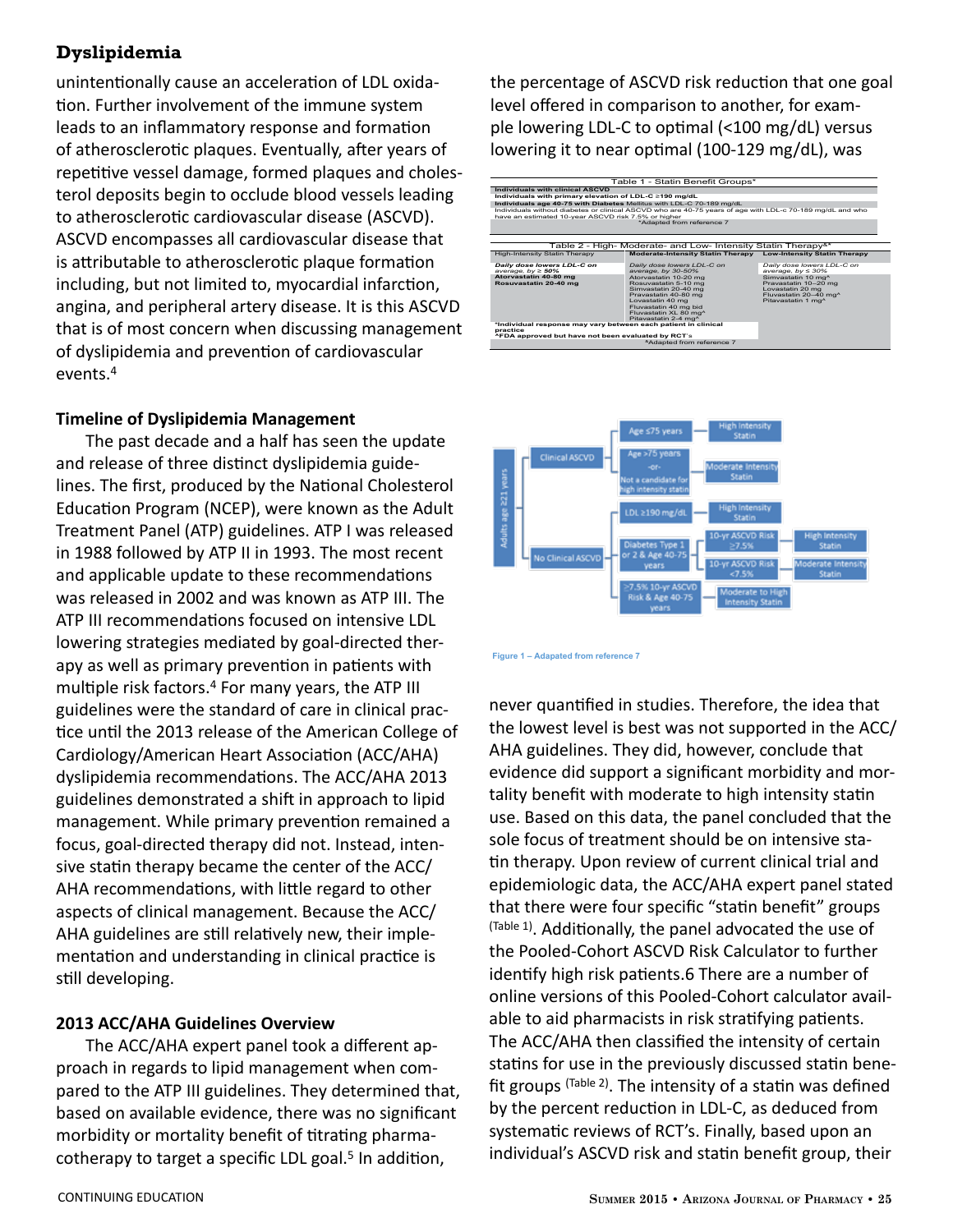## Dyslipidemia

unintentionally cause an acceleration of LDL oxidation. Further involvement of the immune system leads to an inflammatory response and formation of atherosclerotic plaques. Eventually, after years of repetitive vessel damage, formed plaques and cholesterol deposits begin to occlude blood vessels leading to atherosclerotic cardiovascular disease (ASCVD). ASCVD encompasses all cardiovascular disease that is attributable to atherosclerotic plaque formation including, but not limited to, myocardial infarction, angina, and peripheral artery disease. It is this ASCVD that is of most concern when discussing management of dyslipidemia and prevention of cardiovascular events.[4]

### Timeline of Dyslipidemia Management

The past decade and a half has seen the update and release of three distinct dyslipidemia guidelines. The first, produced by the National Cholesterol Education Program (NCEP), were known as the Adult Treatment Panel (ATP) guidelines. ATP I was released in 1988 followed by ATP II in 1993. The most recent and applicable update to these recommendations was released in 2002 and was known as ATP III. The ATP III recommendations focused on intensive LDL lowering strategies mediated by goal-directed therapy as well as primary prevention in patients with multiple risk factors.[4] For many years, the ATP III guidelines were the standard of care in clinical practice until the 2013 release of the American College of Cardiology/American Heart Association (ACC/AHA) dyslipidemia recommendations. The ACC/AHA 2013 guidelines demonstrated a shift in approach to lipid management. While primary prevention remained a focus, goal-directed therapy did not. Instead, intensive statin therapy became the center of the ACC/AHA recommendations, with little regard to other aspects of clinical management. Because the ACC/AHA guidelines are still relatively new, their implementation and understanding in clinical practice is still developing.

### 2013 ACC/AHA Guidelines Overview

The ACC/AHA expert panel took a different approach in regards to lipid management when compared to the ATP III guidelines. They determined that, based on available evidence, there was no significant morbidity or mortality benefit of titrating pharmacotherapy to target a specific LDL goal.[5] In addition, the percentage of ASCVD risk reduction that one goal level offered in comparison to another, for example lowering LDL-C to optimal (<100 mg/dL) versus lowering it to near optimal (100-129 mg/dL), was

| Table 1 - Statin Benefit Groups* |
|---|
| **Individuals with clinical ASCVD** |
| **Individuals with primary elevation of LDL-C ≥190 mg/dL** |
| **Individuals age 40-75 with Diabetes** Mellitus with LDL-C 70-189 mg/dL |
| Individuals without diabetes or clinical ASCVD who are 40-75 years of age with LDL-c 70-189 mg/dL and who have an estimated 10-year ASCVD risk 7.5% or higher |
| *Adapted from reference 7 |

| Table 2 - High- Moderate- and Low- Intensity Statin Therapy&* | | |
|---|---|---|
| High-Intensity Statin Therapy | **Moderate-Intensity Statin Therapy** | **Low-Intensity Statin Therapy** |
| *Daily dose lowers LDL-C on average, by ≥ 50%* | *Daily dose lowers LDL-C on average, by 30-50%* | *Daily dose lowers LDL-C on average, by ≤ 30%* |
| **Atorvastatin 40-80 mg**<br>**Rosuvastatin 20-40 mg** | Atorvastatin 10-20 mg<br>Rosuvastatin 5-10 mg<br>Simvastatin 20-40 mg<br>Pravastatin 40-80 mg<br>Lovastatin 40 mg<br>Fluvastatin 40 mg bid<br>Fluvastatin XL 80 mg^<br>Pitavastatin 2-4 mg^ | Simvastatin 10 mg^<br>Pravastatin 10–20 mg<br>Lovastatin 20 mg<br>Fluvastatin 20–40 mg^<br>Pitavastatin 1 mg^ |
| **&Individual response may vary between each patient in clinical practice**<br>**^FDA approved but have not been evaluated by RCT's** | | |
| *Adapted from reference 7 | | |

Figure 1 – Adapated from reference 7

never quantified in studies. Therefore, the idea that the lowest level is best was not supported in the ACC/AHA guidelines. They did, however, conclude that evidence did support a significant morbidity and mortality benefit with moderate to high intensity statin use. Based on this data, the panel concluded that the sole focus of treatment should be on intensive statin therapy. Upon review of current clinical trial and epidemiologic data, the ACC/AHA expert panel stated that there were four specific "statin benefit" groups (Table 1). Additionally, the panel advocated the use of the Pooled-Cohort ASCVD Risk Calculator to further identify high risk patients.6 There are a number of online versions of this Pooled-Cohort calculator available to aid pharmacists in risk stratifying patients. The ACC/AHA then classified the intensity of certain statins for use in the previously discussed statin benefit groups (Table 2). The intensity of a statin was defined by the percent reduction in LDL-C, as deduced from systematic reviews of RCT's. Finally, based upon an individual's ASCVD risk and statin benefit group, their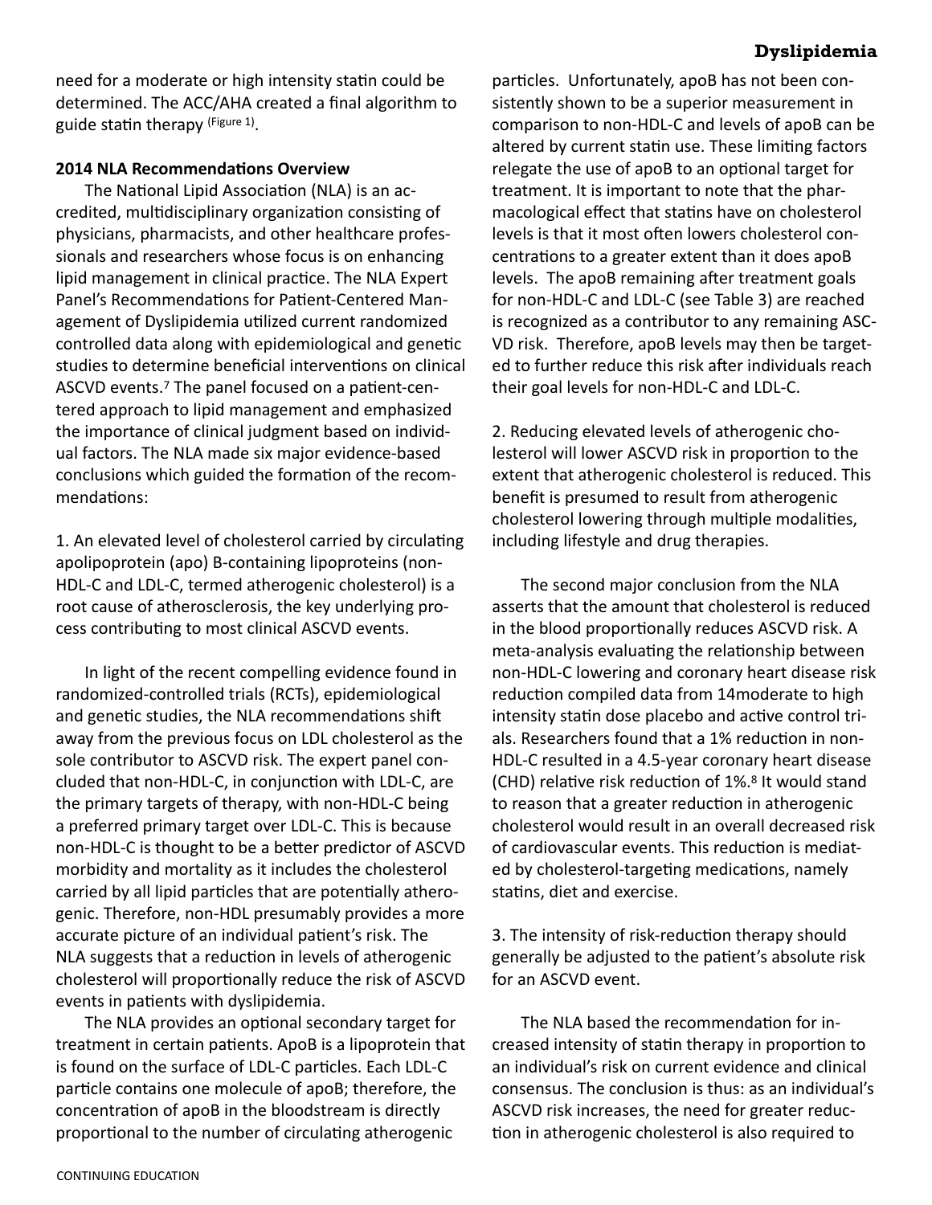need for a moderate or high intensity statin could be determined. The ACC/AHA created a final algorithm to guide statin therapy (Figure 1).

**2014 NLA Recommendations Overview**

The National Lipid Association (NLA) is an accredited, multidisciplinary organization consisting of physicians, pharmacists, and other healthcare professionals and researchers whose focus is on enhancing lipid management in clinical practice. The NLA Expert Panel's Recommendations for Patient-Centered Management of Dyslipidemia utilized current randomized controlled data along with epidemiological and genetic studies to determine beneficial interventions on clinical ASCVD events.[7] The panel focused on a patient-centered approach to lipid management and emphasized the importance of clinical judgment based on individual factors. The NLA made six major evidence-based conclusions which guided the formation of the recommendations:

1. An elevated level of cholesterol carried by circulating apolipoprotein (apo) B-containing lipoproteins (non-HDL-C and LDL-C, termed atherogenic cholesterol) is a root cause of atherosclerosis, the key underlying process contributing to most clinical ASCVD events.

In light of the recent compelling evidence found in randomized-controlled trials (RCTs), epidemiological and genetic studies, the NLA recommendations shift away from the previous focus on LDL cholesterol as the sole contributor to ASCVD risk. The expert panel concluded that non-HDL-C, in conjunction with LDL-C, are the primary targets of therapy, with non-HDL-C being a preferred primary target over LDL-C. This is because non-HDL-C is thought to be a better predictor of ASCVD morbidity and mortality as it includes the cholesterol carried by all lipid particles that are potentially atherogenic. Therefore, non-HDL presumably provides a more accurate picture of an individual patient's risk. The NLA suggests that a reduction in levels of atherogenic cholesterol will proportionally reduce the risk of ASCVD events in patients with dyslipidemia.

The NLA provides an optional secondary target for treatment in certain patients. ApoB is a lipoprotein that is found on the surface of LDL-C particles. Each LDL-C particle contains one molecule of apoB; therefore, the concentration of apoB in the bloodstream is directly proportional to the number of circulating atherogenic particles. Unfortunately, apoB has not been consistently shown to be a superior measurement in comparison to non-HDL-C and levels of apoB can be altered by current statin use. These limiting factors relegate the use of apoB to an optional target for treatment. It is important to note that the pharmacological effect that statins have on cholesterol levels is that it most often lowers cholesterol concentrations to a greater extent than it does apoB levels. The apoB remaining after treatment goals for non-HDL-C and LDL-C (see Table 3) are reached is recognized as a contributor to any remaining ASCVD risk. Therefore, apoB levels may then be targeted to further reduce this risk after individuals reach their goal levels for non-HDL-C and LDL-C.

2. Reducing elevated levels of atherogenic cholesterol will lower ASCVD risk in proportion to the extent that atherogenic cholesterol is reduced. This benefit is presumed to result from atherogenic cholesterol lowering through multiple modalities, including lifestyle and drug therapies.

The second major conclusion from the NLA asserts that the amount that cholesterol is reduced in the blood proportionally reduces ASCVD risk. A meta-analysis evaluating the relationship between non-HDL-C lowering and coronary heart disease risk reduction compiled data from 14moderate to high intensity statin dose placebo and active control trials. Researchers found that a 1% reduction in non-HDL-C resulted in a 4.5-year coronary heart disease (CHD) relative risk reduction of 1%.[8] It would stand to reason that a greater reduction in atherogenic cholesterol would result in an overall decreased risk of cardiovascular events. This reduction is mediated by cholesterol-targeting medications, namely statins, diet and exercise.

3. The intensity of risk-reduction therapy should generally be adjusted to the patient's absolute risk for an ASCVD event.

The NLA based the recommendation for increased intensity of statin therapy in proportion to an individual's risk on current evidence and clinical consensus. The conclusion is thus: as an individual's ASCVD risk increases, the need for greater reduction in atherogenic cholesterol is also required to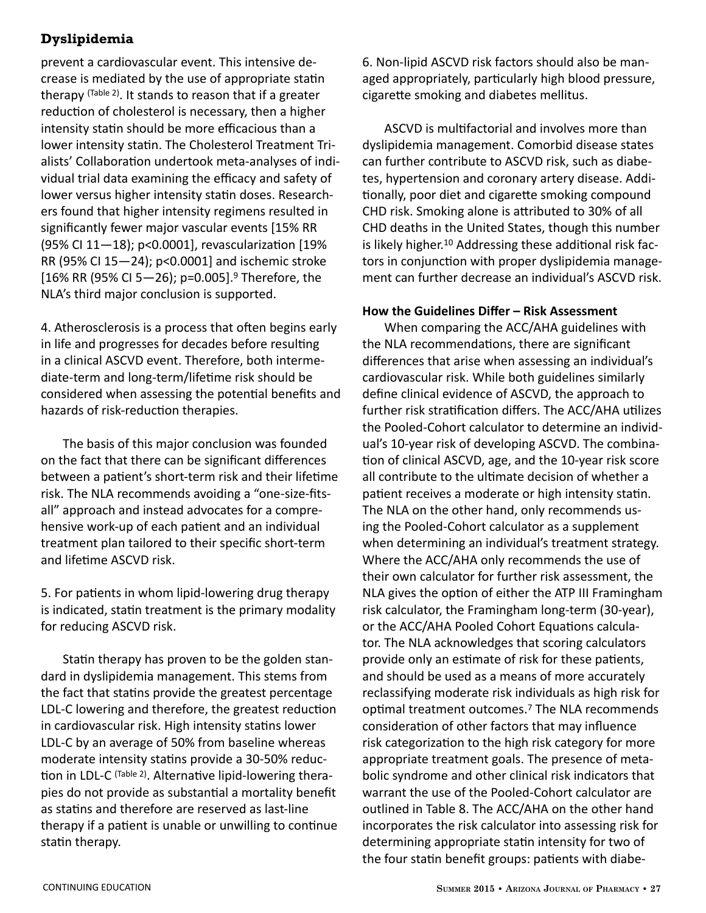prevent a cardiovascular event. This intensive decrease is mediated by the use of appropriate statin therapy (Table 2). It stands to reason that if a greater reduction of cholesterol is necessary, then a higher intensity statin should be more efficacious than a lower intensity statin. The Cholesterol Treatment Trialists' Collaboration undertook meta-analyses of individual trial data examining the efficacy and safety of lower versus higher intensity statin doses. Researchers found that higher intensity regimens resulted in significantly fewer major vascular events [15% RR (95% CI 11—18); p<0.0001], revascularization [19% RR (95% CI 15—24); p<0.0001] and ischemic stroke [16% RR (95% CI 5—26); p=0.005].[9] Therefore, the NLA's third major conclusion is supported.

4. Atherosclerosis is a process that often begins early in life and progresses for decades before resulting in a clinical ASCVD event. Therefore, both intermediate-term and long-term/lifetime risk should be considered when assessing the potential benefits and hazards of risk-reduction therapies.

The basis of this major conclusion was founded on the fact that there can be significant differences between a patient's short-term risk and their lifetime risk. The NLA recommends avoiding a "one-size-fits-all" approach and instead advocates for a comprehensive work-up of each patient and an individual treatment plan tailored to their specific short-term and lifetime ASCVD risk.

5. For patients in whom lipid-lowering drug therapy is indicated, statin treatment is the primary modality for reducing ASCVD risk.

Statin therapy has proven to be the golden standard in dyslipidemia management. This stems from the fact that statins provide the greatest percentage LDL-C lowering and therefore, the greatest reduction in cardiovascular risk. High intensity statins lower LDL-C by an average of 50% from baseline whereas moderate intensity statins provide a 30-50% reduction in LDL-C (Table 2). Alternative lipid-lowering therapies do not provide as substantial a mortality benefit as statins and therefore are reserved as last-line therapy if a patient is unable or unwilling to continue statin therapy.

6. Non-lipid ASCVD risk factors should also be managed appropriately, particularly high blood pressure, cigarette smoking and diabetes mellitus.

ASCVD is multifactorial and involves more than dyslipidemia management. Comorbid disease states can further contribute to ASCVD risk, such as diabetes, hypertension and coronary artery disease. Additionally, poor diet and cigarette smoking compound CHD risk. Smoking alone is attributed to 30% of all CHD deaths in the United States, though this number is likely higher.[10] Addressing these additional risk factors in conjunction with proper dyslipidemia management can further decrease an individual's ASCVD risk.

**How the Guidelines Differ – Risk Assessment**

When comparing the ACC/AHA guidelines with the NLA recommendations, there are significant differences that arise when assessing an individual's cardiovascular risk. While both guidelines similarly define clinical evidence of ASCVD, the approach to further risk stratification differs. The ACC/AHA utilizes the Pooled-Cohort calculator to determine an individual's 10-year risk of developing ASCVD. The combination of clinical ASCVD, age, and the 10-year risk score all contribute to the ultimate decision of whether a patient receives a moderate or high intensity statin. The NLA on the other hand, only recommends using the Pooled-Cohort calculator as a supplement when determining an individual's treatment strategy. Where the ACC/AHA only recommends the use of their own calculator for further risk assessment, the NLA gives the option of either the ATP III Framingham risk calculator, the Framingham long-term (30-year), or the ACC/AHA Pooled Cohort Equations calculator. The NLA acknowledges that scoring calculators provide only an estimate of risk for these patients, and should be used as a means of more accurately reclassifying moderate risk individuals as high risk for optimal treatment outcomes.[7] The NLA recommends consideration of other factors that may influence risk categorization to the high risk category for more appropriate treatment goals. The presence of metabolic syndrome and other clinical risk indicators that warrant the use of the Pooled-Cohort calculator are outlined in Table 8. The ACC/AHA on the other hand incorporates the risk calculator into assessing risk for determining appropriate statin intensity for two of the four statin benefit groups: patients with diabe-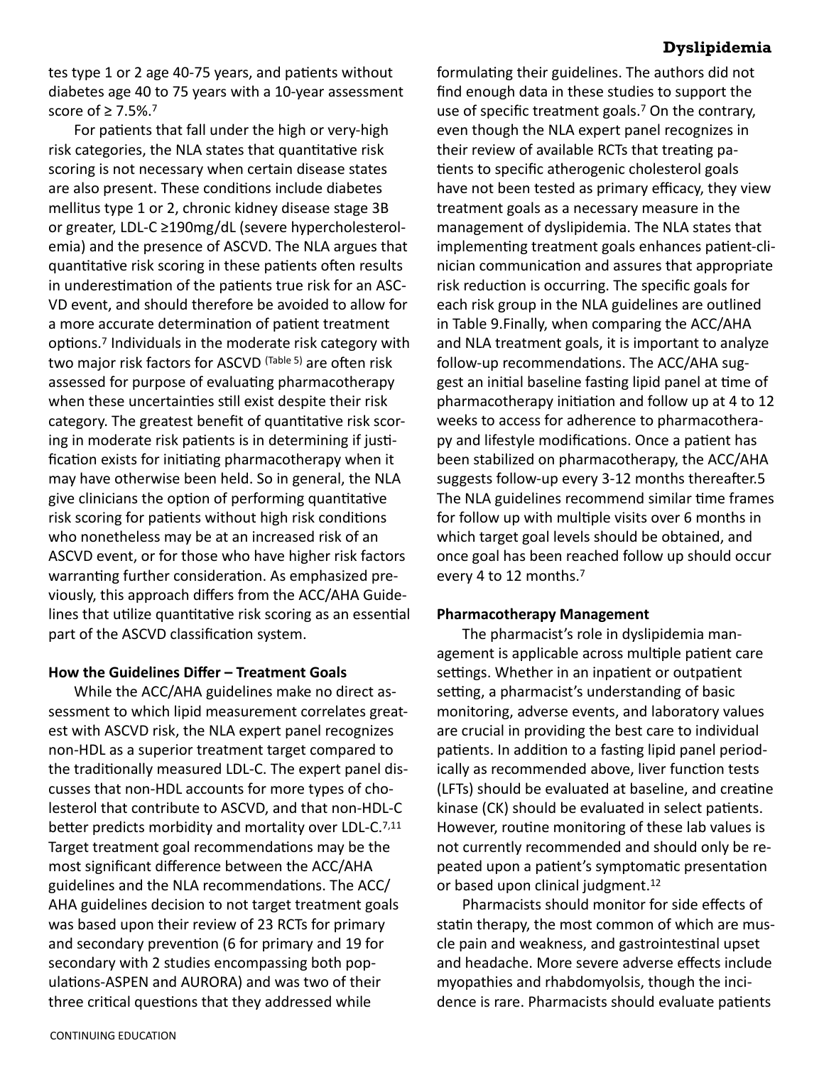tes type 1 or 2 age 40-75 years, and patients without diabetes age 40 to 75 years with a 10-year assessment score of ≥ 7.5%.[7]

For patients that fall under the high or very-high risk categories, the NLA states that quantitative risk scoring is not necessary when certain disease states are also present. These conditions include diabetes mellitus type 1 or 2, chronic kidney disease stage 3B or greater, LDL-C ≥190mg/dL (severe hypercholesterolemia) and the presence of ASCVD. The NLA argues that quantitative risk scoring in these patients often results in underestimation of the patients true risk for an ASCVD event, and should therefore be avoided to allow for a more accurate determination of patient treatment options.[7] Individuals in the moderate risk category with two major risk factors for ASCVD (Table 5) are often risk assessed for purpose of evaluating pharmacotherapy when these uncertainties still exist despite their risk category. The greatest benefit of quantitative risk scoring in moderate risk patients is in determining if justification exists for initiating pharmacotherapy when it may have otherwise been held. So in general, the NLA give clinicians the option of performing quantitative risk scoring for patients without high risk conditions who nonetheless may be at an increased risk of an ASCVD event, or for those who have higher risk factors warranting further consideration. As emphasized previously, this approach differs from the ACC/AHA Guidelines that utilize quantitative risk scoring as an essential part of the ASCVD classification system.

**How the Guidelines Differ – Treatment Goals**

While the ACC/AHA guidelines make no direct assessment to which lipid measurement correlates greatest with ASCVD risk, the NLA expert panel recognizes non-HDL as a superior treatment target compared to the traditionally measured LDL-C. The expert panel discusses that non-HDL accounts for more types of cholesterol that contribute to ASCVD, and that non-HDL-C better predicts morbidity and mortality over LDL-C.[7,11] Target treatment goal recommendations may be the most significant difference between the ACC/AHA guidelines and the NLA recommendations. The ACC/AHA guidelines decision to not target treatment goals was based upon their review of 23 RCTs for primary and secondary prevention (6 for primary and 19 for secondary with 2 studies encompassing both populations-ASPEN and AURORA) and was two of their three critical questions that they addressed while formulating their guidelines. The authors did not find enough data in these studies to support the use of specific treatment goals.[7] On the contrary, even though the NLA expert panel recognizes in their review of available RCTs that treating patients to specific atherogenic cholesterol goals have not been tested as primary efficacy, they view treatment goals as a necessary measure in the management of dyslipidemia. The NLA states that implementing treatment goals enhances patient-clinician communication and assures that appropriate risk reduction is occurring. The specific goals for each risk group in the NLA guidelines are outlined in Table 9.Finally, when comparing the ACC/AHA and NLA treatment goals, it is important to analyze follow-up recommendations. The ACC/AHA suggest an initial baseline fasting lipid panel at time of pharmacotherapy initiation and follow up at 4 to 12 weeks to access for adherence to pharmacotherapy and lifestyle modifications. Once a patient has been stabilized on pharmacotherapy, the ACC/AHA suggests follow-up every 3-12 months thereafter.5 The NLA guidelines recommend similar time frames for follow up with multiple visits over 6 months in which target goal levels should be obtained, and once goal has been reached follow up should occur every 4 to 12 months.[7]

**Pharmacotherapy Management**

The pharmacist's role in dyslipidemia management is applicable across multiple patient care settings. Whether in an inpatient or outpatient setting, a pharmacist's understanding of basic monitoring, adverse events, and laboratory values are crucial in providing the best care to individual patients. In addition to a fasting lipid panel periodically as recommended above, liver function tests (LFTs) should be evaluated at baseline, and creatine kinase (CK) should be evaluated in select patients. However, routine monitoring of these lab values is not currently recommended and should only be repeated upon a patient's symptomatic presentation or based upon clinical judgment.[12]

Pharmacists should monitor for side effects of statin therapy, the most common of which are muscle pain and weakness, and gastrointestinal upset and headache. More severe adverse effects include myopathies and rhabdomyolysis, though the incidence is rare. Pharmacists should evaluate patients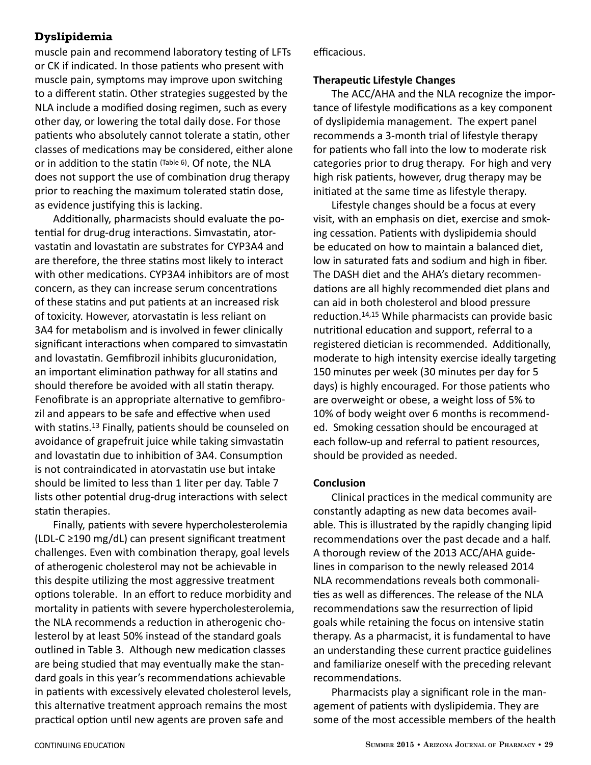## Dyslipidemia

muscle pain and recommend laboratory testing of LFTs or CK if indicated. In those patients who present with muscle pain, symptoms may improve upon switching to a different statin. Other strategies suggested by the NLA include a modified dosing regimen, such as every other day, or lowering the total daily dose. For those patients who absolutely cannot tolerate a statin, other classes of medications may be considered, either alone or in addition to the statin (Table 6). Of note, the NLA does not support the use of combination drug therapy prior to reaching the maximum tolerated statin dose, as evidence justifying this is lacking.

Additionally, pharmacists should evaluate the potential for drug-drug interactions. Simvastatin, atorvastatin and lovastatin are substrates for CYP3A4 and are therefore, the three statins most likely to interact with other medications. CYP3A4 inhibitors are of most concern, as they can increase serum concentrations of these statins and put patients at an increased risk of toxicity. However, atorvastatin is less reliant on 3A4 for metabolism and is involved in fewer clinically significant interactions when compared to simvastatin and lovastatin. Gemfibrozil inhibits glucuronidation, an important elimination pathway for all statins and should therefore be avoided with all statin therapy. Fenofibrate is an appropriate alternative to gemfibrozil and appears to be safe and effective when used with statins.[13] Finally, patients should be counseled on avoidance of grapefruit juice while taking simvastatin and lovastatin due to inhibition of 3A4. Consumption is not contraindicated in atorvastatin use but intake should be limited to less than 1 liter per day. Table 7 lists other potential drug-drug interactions with select statin therapies.

Finally, patients with severe hypercholesterolemia (LDL-C ≥190 mg/dL) can present significant treatment challenges. Even with combination therapy, goal levels of atherogenic cholesterol may not be achievable in this despite utilizing the most aggressive treatment options tolerable. In an effort to reduce morbidity and mortality in patients with severe hypercholesterolemia, the NLA recommends a reduction in atherogenic cholesterol by at least 50% instead of the standard goals outlined in Table 3. Although new medication classes are being studied that may eventually make the standard goals in this year's recommendations achievable in patients with excessively elevated cholesterol levels, this alternative treatment approach remains the most practical option until new agents are proven safe and efficacious.

**Therapeutic Lifestyle Changes**

The ACC/AHA and the NLA recognize the importance of lifestyle modifications as a key component of dyslipidemia management. The expert panel recommends a 3-month trial of lifestyle therapy for patients who fall into the low to moderate risk categories prior to drug therapy. For high and very high risk patients, however, drug therapy may be initiated at the same time as lifestyle therapy.

Lifestyle changes should be a focus at every visit, with an emphasis on diet, exercise and smoking cessation. Patients with dyslipidemia should be educated on how to maintain a balanced diet, low in saturated fats and sodium and high in fiber. The DASH diet and the AHA's dietary recommendations are all highly recommended diet plans and can aid in both cholesterol and blood pressure reduction.[14,15] While pharmacists can provide basic nutritional education and support, referral to a registered dietician is recommended. Additionally, moderate to high intensity exercise ideally targeting 150 minutes per week (30 minutes per day for 5 days) is highly encouraged. For those patients who are overweight or obese, a weight loss of 5% to 10% of body weight over 6 months is recommended. Smoking cessation should be encouraged at each follow-up and referral to patient resources, should be provided as needed.

**Conclusion**

Clinical practices in the medical community are constantly adapting as new data becomes available. This is illustrated by the rapidly changing lipid recommendations over the past decade and a half. A thorough review of the 2013 ACC/AHA guidelines in comparison to the newly released 2014 NLA recommendations reveals both commonalities as well as differences. The release of the NLA recommendations saw the resurrection of lipid goals while retaining the focus on intensive statin therapy. As a pharmacist, it is fundamental to have an understanding these current practice guidelines and familiarize oneself with the preceding relevant recommendations.

Pharmacists play a significant role in the management of patients with dyslipidemia. They are some of the most accessible members of the health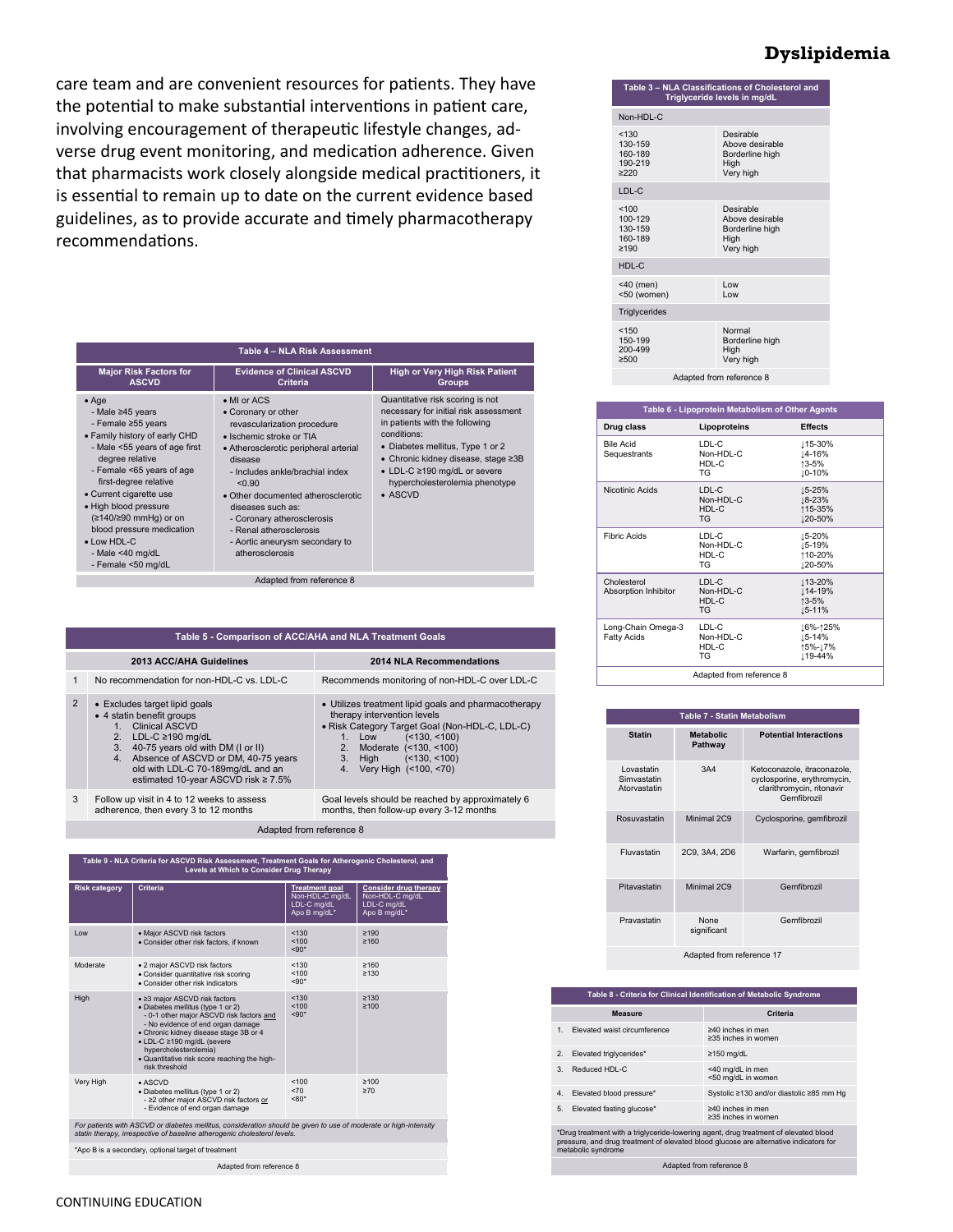care team and are convenient resources for patients. They have the potential to make substantial interventions in patient care, involving encouragement of therapeutic lifestyle changes, adverse drug event monitoring, and medication adherence. Given that pharmacists work closely alongside medical practitioners, it is essential to remain up to date on the current evidence based guidelines, as to provide accurate and timely pharmacotherapy recommendations.

| Table 3 – NLA Classifications of Cholesterol and Triglyceride levels in mg/dL | |
|---|---|
| **Non-HDL-C** | |
| <130<br>130-159<br>160-189<br>190-219<br>≥220 | Desirable<br>Above desirable<br>Borderline high<br>High<br>Very high |
| **LDL-C** | |
| <100<br>100-129<br>130-159<br>160-189<br>≥190 | Desirable<br>Above desirable<br>Borderline high<br>High<br>Very high |
| **HDL-C** | |
| <40 (men)<br><50 (women) | Low<br>Low |
| **Triglycerides** | |
| <150<br>150-199<br>200-499<br>≥500 | Normal<br>Borderline high<br>High<br>Very high |

Adapted from reference 8

**Table 4 – NLA Risk Assessment**

| Major Risk Factors for ASCVD | Evidence of Clinical ASCVD Criteria | High or Very High Risk Patient Groups |
|---|---|---|
| • Age<br>- Male ≥45 years<br>- Female ≥55 years<br>• Family history of early CHD<br>- Male <55 years of age first degree relative<br>- Female <65 years of age first-degree relative<br>• Current cigarette use<br>• High blood pressure (≥140/≥90 mmHg) or on blood pressure medication<br>• Low HDL-C<br>- Male <40 mg/dL<br>- Female <50 mg/dL | • MI or ACS<br>• Coronary or other revascularization procedure<br>• Ischemic stroke or TIA<br>• Atherosclerotic peripheral arterial disease<br>- Includes ankle/brachial index <0.90<br>• Other documented atherosclerotic diseases such as:<br>- Coronary atherosclerosis<br>- Renal atherosclerosis<br>- Aortic aneurysm secondary to atherosclerosis | Quantitative risk scoring is not necessary for initial risk assessment in patients with the following conditions:<br>• Diabetes mellitus, Type 1 or 2<br>• Chronic kidney disease, stage ≥3B<br>• LDL-C ≥190 mg/dL or severe hypercholesterolemia phenotype<br>• ASCVD |

Adapted from reference 8

**Table 5 - Comparison of ACC/AHA and NLA Treatment Goals**

| | 2013 ACC/AHA Guidelines | 2014 NLA Recommendations |
|---|---|---|
| 1 | No recommendation for non-HDL-C vs. LDL-C | Recommends monitoring of non-HDL-C over LDL-C |
| 2 | • Excludes target lipid goals<br>• 4 statin benefit groups<br>1. Clinical ASCVD<br>2. LDL-C ≥190 mg/dL<br>3. 40-75 years old with DM (I or II)<br>4. Absence of ASCVD or DM, 40-75 years old with LDL-C 70-189mg/dL and an estimated 10-year ASCVD risk ≥ 7.5% | • Utilizes treatment lipid goals and pharmacotherapy therapy intervention levels<br>• Risk Category Target Goal (Non-HDL-C, LDL-C)<br>1. Low (<130, <100)<br>2. Moderate (<130, <100)<br>3. High (<130, <100)<br>4. Very High (<100, <70) |
| 3 | Follow up visit in 4 to 12 weeks to assess adherence, then every 3 to 12 months | Goal levels should be reached by approximately 6 months, then follow-up every 3-12 months |

Adapted from reference 8

**Table 6 - Lipoprotein Metabolism of Other Agents**

| Drug class | Lipoproteins | Effects |
|---|---|---|
| Bile Acid Sequestrants | LDL-C<br>Non-HDL-C<br>HDL-C<br>TG | ↓15-30%<br>↓4-16%<br>↑3-5%<br>↓0-10% |
| Nicotinic Acids | LDL-C<br>Non-HDL-C<br>HDL-C<br>TG | ↓5-25%<br>↓8-23%<br>↑15-35%<br>↓20-50% |
| Fibric Acids | LDL-C<br>Non-HDL-C<br>HDL-C<br>TG | ↓5-20%<br>↓5-19%<br>↑10-20%<br>↓20-50% |
| Cholesterol Absorption Inhibitor | LDL-C<br>Non-HDL-C<br>HDL-C<br>TG | ↓13-20%<br>↓14-19%<br>↑3-5%<br>↓5-11% |
| Long-Chain Omega-3 Fatty Acids | LDL-C<br>Non-HDL-C<br>HDL-C<br>TG | ↓6%-↑25%<br>↓5-14%<br>↑5%-↓7%<br>↓19-44% |

Adapted from reference 8

**Table 7 - Statin Metabolism**

| Statin | Metabolic Pathway | Potential Interactions |
|---|---|---|
| Lovastatin<br>Simvastatin<br>Atorvastatin | 3A4 | Ketoconazole, itraconazole, cyclosporine, erythromycin, clarithromycin, ritonavir Gemfibrozil |
| Rosuvastatin | Minimal 2C9 | Cyclosporine, gemfibrozil |
| Fluvastatin | 2C9, 3A4, 2D6 | Warfarin, gemfibrozil |
| Pitavastatin | Minimal 2C9 | Gemfibrozil |
| Pravastatin | None significant | Gemfibrozil |

Adapted from reference 17

**Table 9 - NLA Criteria for ASCVD Risk Assessment, Treatment Goals for Atherogenic Cholesterol, and Levels at Which to Consider Drug Therapy**

| Risk category | Criteria | Treatment goal<br>Non-HDL-C mg/dL<br>LDL-C mg/dL<br>Apo B mg/dL* | Consider drug therapy<br>Non-HDL-C mg/dL<br>LDL-C mg/dL<br>Apo B mg/dL* |
|---|---|---|---|
| Low | • Major ASCVD risk factors<br>• Consider other risk factors, if known | <130<br><100<br><90* | ≥190<br>≥160 |
| Moderate | • 2 major ASCVD risk factors<br>• Consider quantitative risk scoring<br>• Consider other risk indicators | <130<br><100<br><90* | ≥160<br>≥130 |
| High | • ≥3 major ASCVD risk factors<br>• Diabetes mellitus (type 1 or 2)<br>- 0-1 other major ASCVD risk factors and<br>- No evidence of end organ damage<br>• Chronic kidney disease stage 3B or 4<br>• LDL-C ≥190 mg/dL (severe hypercholesterolemia)<br>• Quantitative risk score reaching the high-risk threshold | <130<br><100<br><90* | ≥130<br>≥100 |
| Very High | • ASCVD<br>• Diabetes mellitus (type 1 or 2)<br>- ≥2 other major ASCVD risk factors or<br>- Evidence of end organ damage | <100<br><70<br><80* | ≥100<br>≥70 |

*For patients with ASCVD or diabetes mellitus, consideration should be given to use of moderate or high-intensity statin therapy, irrespective of baseline atherogenic cholesterol levels.*

*Apo B is a secondary, optional target of treatment

Adapted from reference 8

**Table 8 - Criteria for Clinical Identification of Metabolic Syndrome**

| | Measure | Criteria |
|---|---|---|
| 1. | Elevated waist circumference | ≥40 inches in men<br>≥35 inches in women |
| 2. | Elevated triglycerides* | ≥150 mg/dL |
| 3. | Reduced HDL-C | <40 mg/dL in men<br><50 mg/dL in women |
| 4. | Elevated blood pressure* | Systolic ≥130 and/or diastolic ≥85 mm Hg |
| 5. | Elevated fasting glucose* | ≥40 inches in men<br>≥35 inches in women |

*Drug treatment with a triglyceride-lowering agent, drug treatment of elevated blood pressure, and drug treatment of elevated blood glucose are alternative indicators for metabolic syndrome

Adapted from reference 8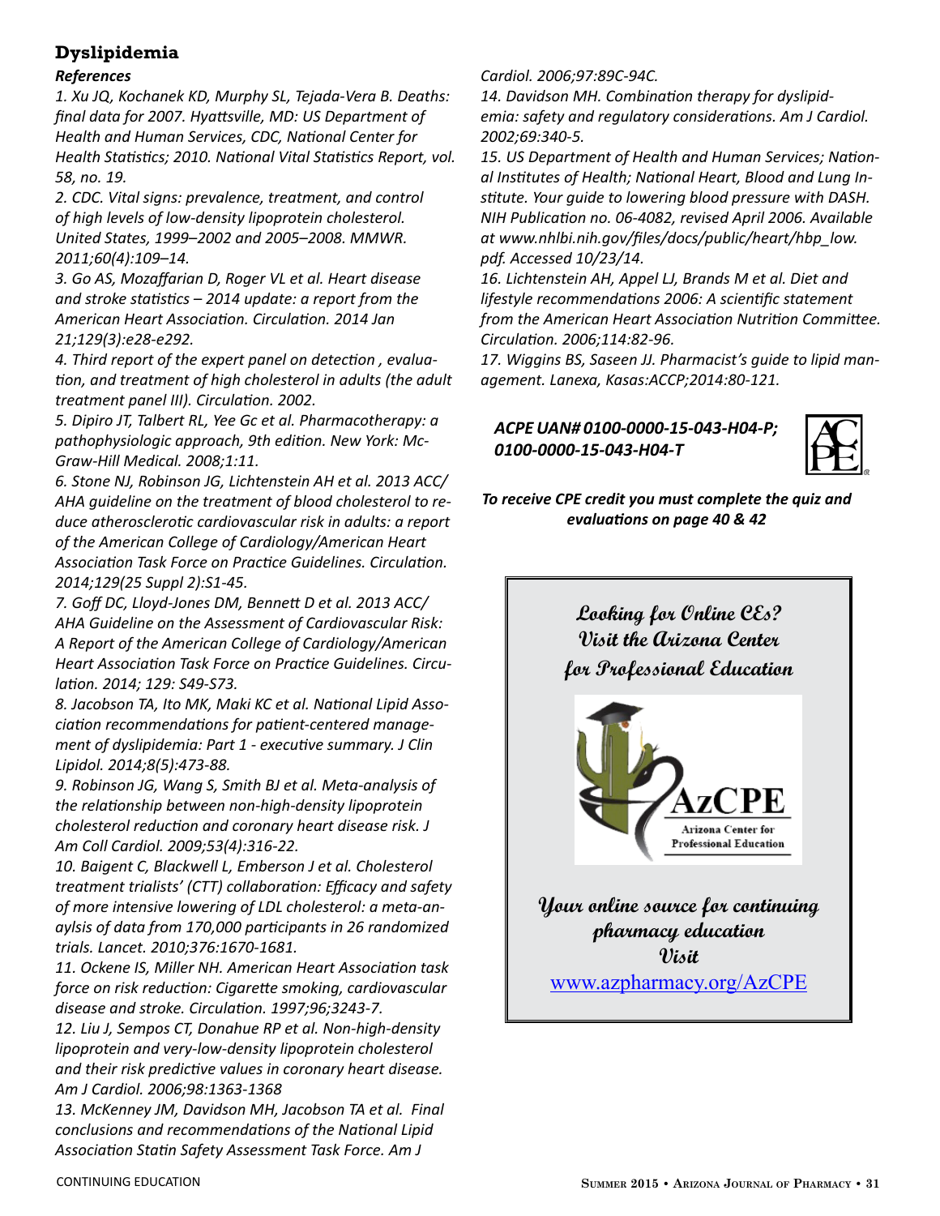## Dyslipidemia

***References***

*1. Xu JQ, Kochanek KD, Murphy SL, Tejada-Vera B. Deaths: final data for 2007. Hyattsville, MD: US Department of Health and Human Services, CDC, National Center for Health Statistics; 2010. National Vital Statistics Report, vol. 58, no. 19.*

*2. CDC. Vital signs: prevalence, treatment, and control of high levels of low-density lipoprotein cholesterol. United States, 1999–2002 and 2005–2008. MMWR. 2011;60(4):109–14.*

*3. Go AS, Mozaffarian D, Roger VL et al. Heart disease and stroke statistics – 2014 update: a report from the American Heart Association. Circulation. 2014 Jan 21;129(3):e28-e292.*

*4. Third report of the expert panel on detection , evaluation, and treatment of high cholesterol in adults (the adult treatment panel III). Circulation. 2002.*

*5. Dipiro JT, Talbert RL, Yee Gc et al. Pharmacotherapy: a pathophysiologic approach, 9th edition. New York: McGraw-Hill Medical. 2008;1:11.*

*6. Stone NJ, Robinson JG, Lichtenstein AH et al. 2013 ACC/AHA guideline on the treatment of blood cholesterol to reduce atherosclerotic cardiovascular risk in adults: a report of the American College of Cardiology/American Heart Association Task Force on Practice Guidelines. Circulation. 2014;129(25 Suppl 2):S1-45.*

*7. Goff DC, Lloyd-Jones DM, Bennett D et al. 2013 ACC/AHA Guideline on the Assessment of Cardiovascular Risk: A Report of the American College of Cardiology/American Heart Association Task Force on Practice Guidelines. Circulation. 2014; 129: S49-S73.*

*8. Jacobson TA, Ito MK, Maki KC et al. National Lipid Association recommendations for patient-centered management of dyslipidemia: Part 1 - executive summary. J Clin Lipidol. 2014;8(5):473-88.*

*9. Robinson JG, Wang S, Smith BJ et al. Meta-analysis of the relationship between non-high-density lipoprotein cholesterol reduction and coronary heart disease risk. J Am Coll Cardiol. 2009;53(4):316-22.*

*10. Baigent C, Blackwell L, Emberson J et al. Cholesterol treatment trialists' (CTT) collaboration: Efficacy and safety of more intensive lowering of LDL cholesterol: a meta-anaylsis of data from 170,000 participants in 26 randomized trials. Lancet. 2010;376:1670-1681.*

*11. Ockene IS, Miller NH. American Heart Association task force on risk reduction: Cigarette smoking, cardiovascular disease and stroke. Circulation. 1997;96;3243-7.*

*12. Liu J, Sempos CT, Donahue RP et al. Non-high-density lipoprotein and very-low-density lipoprotein cholesterol and their risk predictive values in coronary heart disease. Am J Cardiol. 2006;98:1363-1368*

*13. McKenney JM, Davidson MH, Jacobson TA et al. Final conclusions and recommendations of the National Lipid Association Statin Safety Assessment Task Force. Am J Cardiol. 2006;97:89C-94C.*

*14. Davidson MH. Combination therapy for dyslipidemia: safety and regulatory considerations. Am J Cardiol. 2002;69:340-5.*

*15. US Department of Health and Human Services; National Institutes of Health; National Heart, Blood and Lung Institute. Your guide to lowering blood pressure with DASH. NIH Publication no. 06-4082, revised April 2006. Available at www.nhlbi.nih.gov/files/docs/public/heart/hbp_low.pdf. Accessed 10/23/14.*

*16. Lichtenstein AH, Appel LJ, Brands M et al. Diet and lifestyle recommendations 2006: A scientific statement from the American Heart Association Nutrition Committee. Circulation. 2006;114:82-96.*

*17. Wiggins BS, Saseen JJ. Pharmacist's guide to lipid management. Lanexa, Kasas:ACCP;2014:80-121.*

***ACPE UAN# 0100-0000-15-043-H04-P; 0100-0000-15-043-H04-T***

***To receive CPE credit you must complete the quiz and evaluations on page 40 & 42***

**Looking for Online CEs? Visit the Arizona Center for Professional Education**

AzCPE
Arizona Center for Professional Education

**Your online source for continuing pharmacy education Visit**

www.azpharmacy.org/AzCPE

CONTINUING EDUCATION